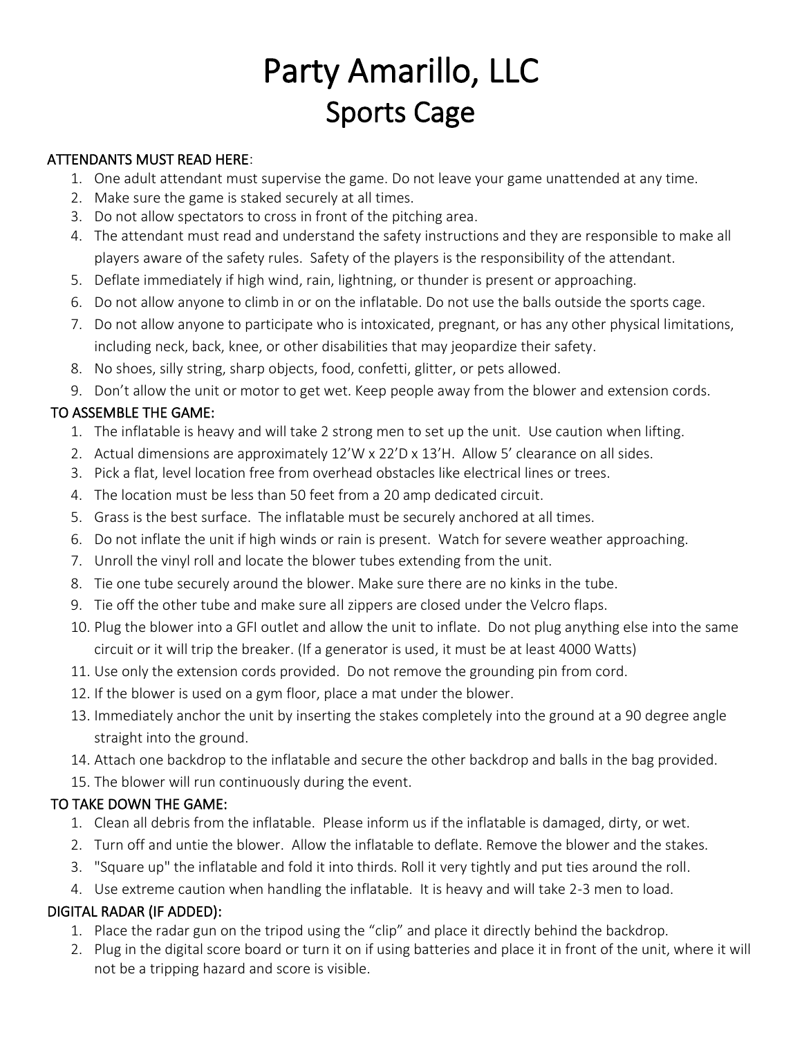# Party Amarillo, LLC
## Sports Cage

**ATTENDANTS MUST READ HERE**:

1. One adult attendant must supervise the game. Do not leave your game unattended at any time.
2. Make sure the game is staked securely at all times.
3. Do not allow spectators to cross in front of the pitching area.
4. The attendant must read and understand the safety instructions and they are responsible to make all players aware of the safety rules. Safety of the players is the responsibility of the attendant.
5. Deflate immediately if high wind, rain, lightning, or thunder is present or approaching.
6. Do not allow anyone to climb in or on the inflatable. Do not use the balls outside the sports cage.
7. Do not allow anyone to participate who is intoxicated, pregnant, or has any other physical limitations, including neck, back, knee, or other disabilities that may jeopardize their safety.
8. No shoes, silly string, sharp objects, food, confetti, glitter, or pets allowed.
9. Don't allow the unit or motor to get wet. Keep people away from the blower and extension cords.

**TO ASSEMBLE THE GAME:**

1. The inflatable is heavy and will take 2 strong men to set up the unit. Use caution when lifting.
2. Actual dimensions are approximately 12'W x 22'D x 13'H. Allow 5' clearance on all sides.
3. Pick a flat, level location free from overhead obstacles like electrical lines or trees.
4. The location must be less than 50 feet from a 20 amp dedicated circuit.
5. Grass is the best surface. The inflatable must be securely anchored at all times.
6. Do not inflate the unit if high winds or rain is present. Watch for severe weather approaching.
7. Unroll the vinyl roll and locate the blower tubes extending from the unit.
8. Tie one tube securely around the blower. Make sure there are no kinks in the tube.
9. Tie off the other tube and make sure all zippers are closed under the Velcro flaps.
10. Plug the blower into a GFI outlet and allow the unit to inflate. Do not plug anything else into the same circuit or it will trip the breaker. (If a generator is used, it must be at least 4000 Watts)
11. Use only the extension cords provided. Do not remove the grounding pin from cord.
12. If the blower is used on a gym floor, place a mat under the blower.
13. Immediately anchor the unit by inserting the stakes completely into the ground at a 90 degree angle straight into the ground.
14. Attach one backdrop to the inflatable and secure the other backdrop and balls in the bag provided.
15. The blower will run continuously during the event.

**TO TAKE DOWN THE GAME:**

1. Clean all debris from the inflatable. Please inform us if the inflatable is damaged, dirty, or wet.
2. Turn off and untie the blower. Allow the inflatable to deflate. Remove the blower and the stakes.
3. "Square up" the inflatable and fold it into thirds. Roll it very tightly and put ties around the roll.
4. Use extreme caution when handling the inflatable. It is heavy and will take 2-3 men to load.

**DIGITAL RADAR (IF ADDED):**

1. Place the radar gun on the tripod using the "clip" and place it directly behind the backdrop.
2. Plug in the digital score board or turn it on if using batteries and place it in front of the unit, where it will not be a tripping hazard and score is visible.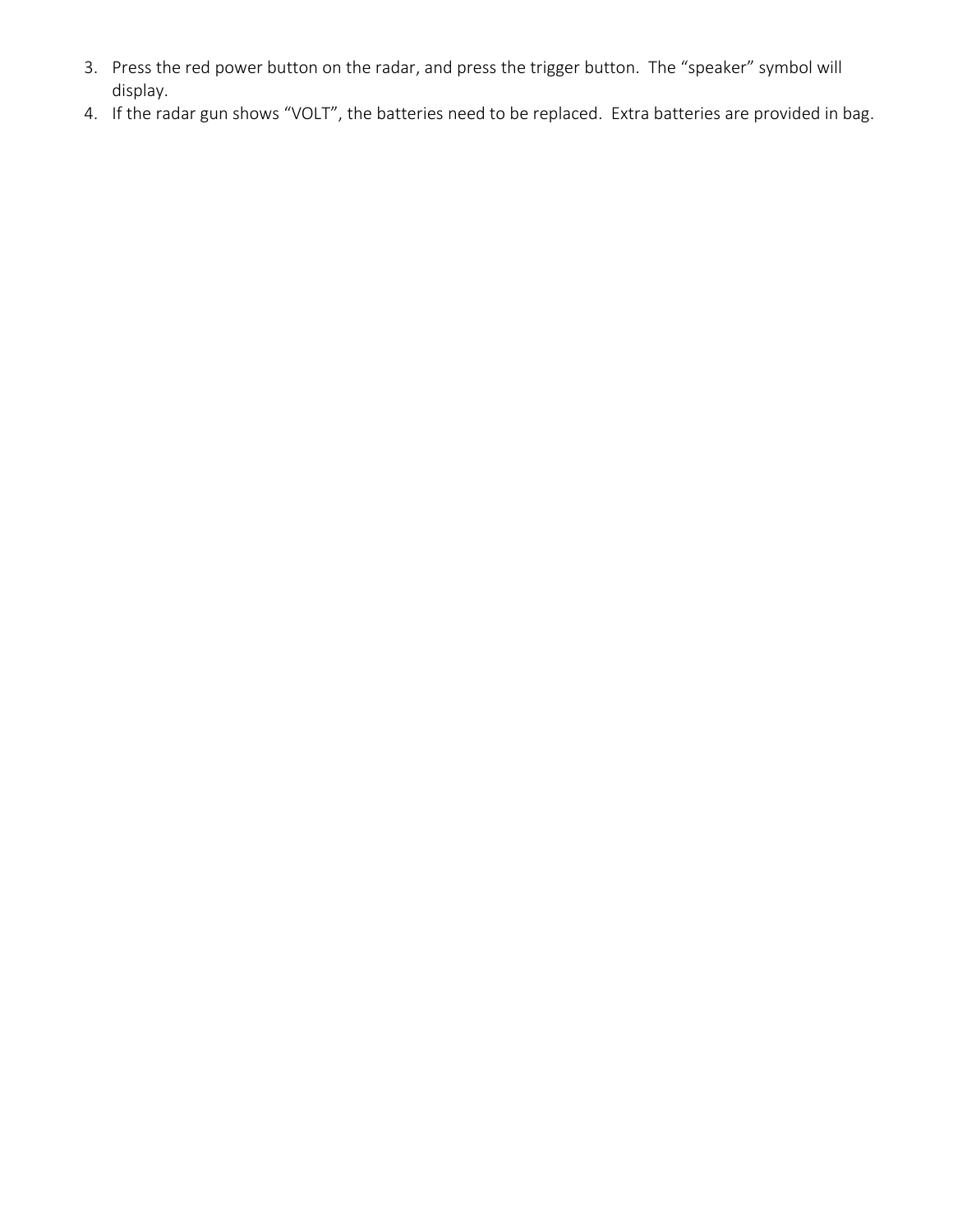3. Press the red power button on the radar, and press the trigger button. The "speaker" symbol will display.
4. If the radar gun shows "VOLT", the batteries need to be replaced. Extra batteries are provided in bag.